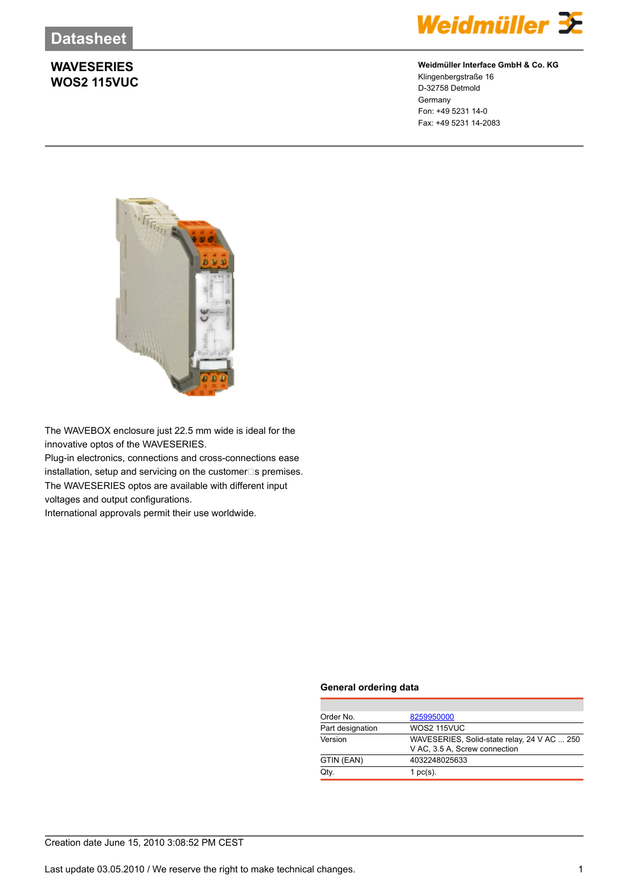# Datasheet

## WAVESERIES
## WOS2 115VUC

**Weidmüller Interface GmbH & Co. KG**
Klingenbergstraße 16
D-32758 Detmold
Germany
Fon: +49 5231 14-0
Fax: +49 5231 14-2083

The WAVEBOX enclosure just 22.5 mm wide is ideal for the innovative optos of the WAVESERIES.
Plug-in electronics, connections and cross-connections ease installation, setup and servicing on the customer□s premises.
The WAVESERIES optos are available with different input voltages and output configurations.
International approvals permit their use worldwide.

### General ordering data

| | |
|---|---|
| Order No. | 8259950000 |
| Part designation | WOS2 115VUC |
| Version | WAVESERIES, Solid-state relay, 24 V AC ... 250 V AC, 3.5 A, Screw connection |
| GTIN (EAN) | 4032248025633 |
| Qty. | 1 pc(s). |

Creation date June 15, 2010 3:08:52 PM CEST

Last update 03.05.2010 / We reserve the right to make technical changes.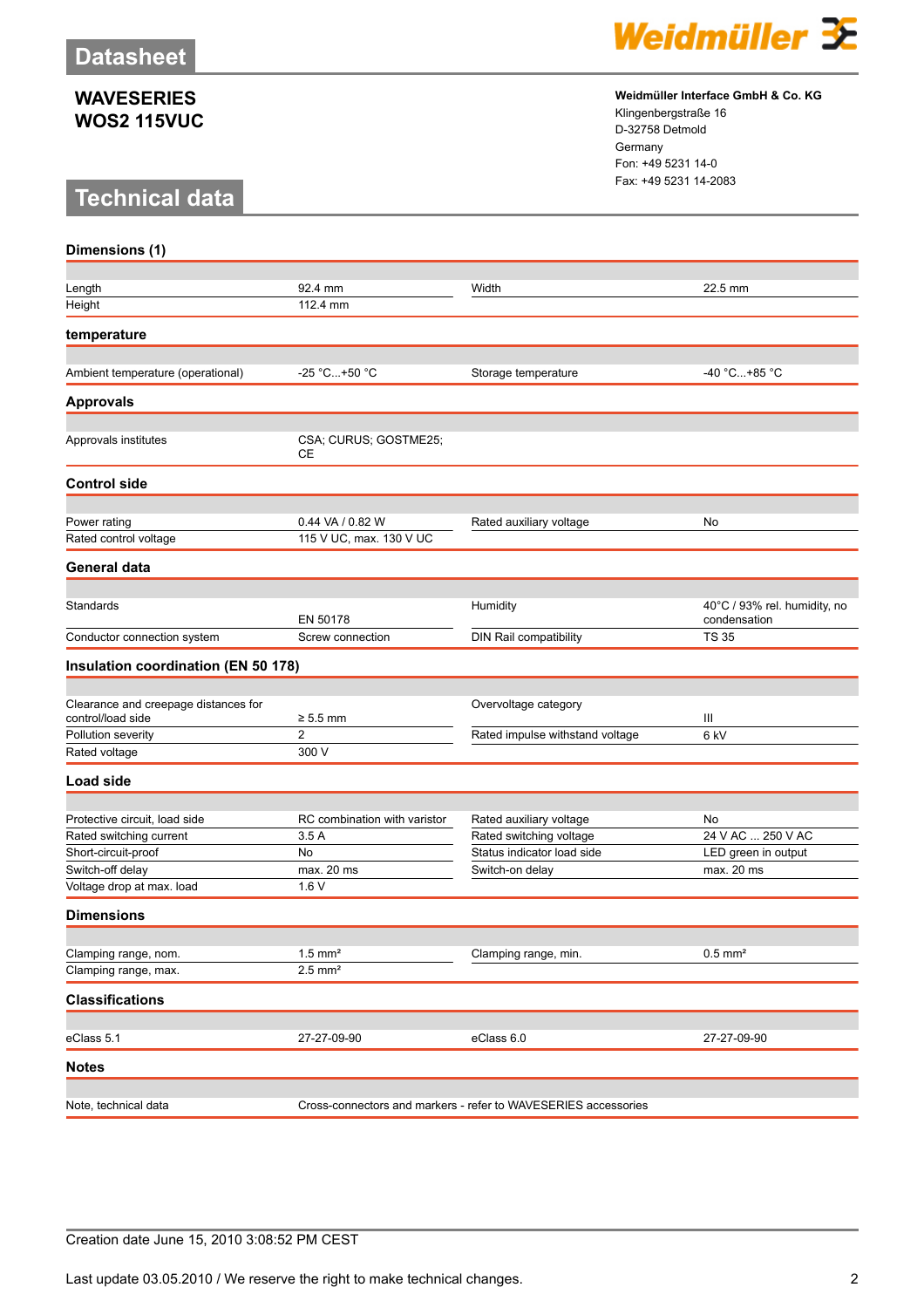# Datasheet

## WAVESERIES
## WOS2 115VUC

**Weidmüller Interface GmbH & Co. KG**
Klingenbergstraße 16
D-32758 Detmold
Germany
Fon: +49 5231 14-0
Fax: +49 5231 14-2083

# Technical data

### Dimensions (1)

| | | | |
|---|---|---|---|
| Length | 92.4 mm | Width | 22.5 mm |
| Height | 112.4 mm | | |

### temperature

| | | | |
|---|---|---|---|
| Ambient temperature (operational) | -25 °C...+50 °C | Storage temperature | -40 °C...+85 °C |

### Approvals

| | | | |
|---|---|---|---|
| Approvals institutes | CSA; CURUS; GOSTME25; CE | | |

### Control side

| | | | |
|---|---|---|---|
| Power rating | 0.44 VA / 0.82 W | Rated auxiliary voltage | No |
| Rated control voltage | 115 V UC, max. 130 V UC | | |

### General data

| | | | |
|---|---|---|---|
| Standards | EN 50178 | Humidity | 40°C / 93% rel. humidity, no condensation |
| Conductor connection system | Screw connection | DIN Rail compatibility | TS 35 |

### Insulation coordination (EN 50 178)

| | | | |
|---|---|---|---|
| Clearance and creepage distances for control/load side | ≥ 5.5 mm | Overvoltage category | III |
| Pollution severity | 2 | Rated impulse withstand voltage | 6 kV |
| Rated voltage | 300 V | | |

### Load side

| | | | |
|---|---|---|---|
| Protective circuit, load side | RC combination with varistor | Rated auxiliary voltage | No |
| Rated switching current | 3.5 A | Rated switching voltage | 24 V AC ... 250 V AC |
| Short-circuit-proof | No | Status indicator load side | LED green in output |
| Switch-off delay | max. 20 ms | Switch-on delay | max. 20 ms |
| Voltage drop at max. load | 1.6 V | | |

### Dimensions

| | | | |
|---|---|---|---|
| Clamping range, nom. | 1.5 mm² | Clamping range, min. | 0.5 mm² |
| Clamping range, max. | 2.5 mm² | | |

### Classifications

| | | | |
|---|---|---|---|
| eClass 5.1 | 27-27-09-90 | eClass 6.0 | 27-27-09-90 |

### Notes

| | |
|---|---|
| Note, technical data | Cross-connectors and markers - refer to WAVESERIES accessories |

Creation date June 15, 2010 3:08:52 PM CEST

Last update 03.05.2010 / We reserve the right to make technical changes.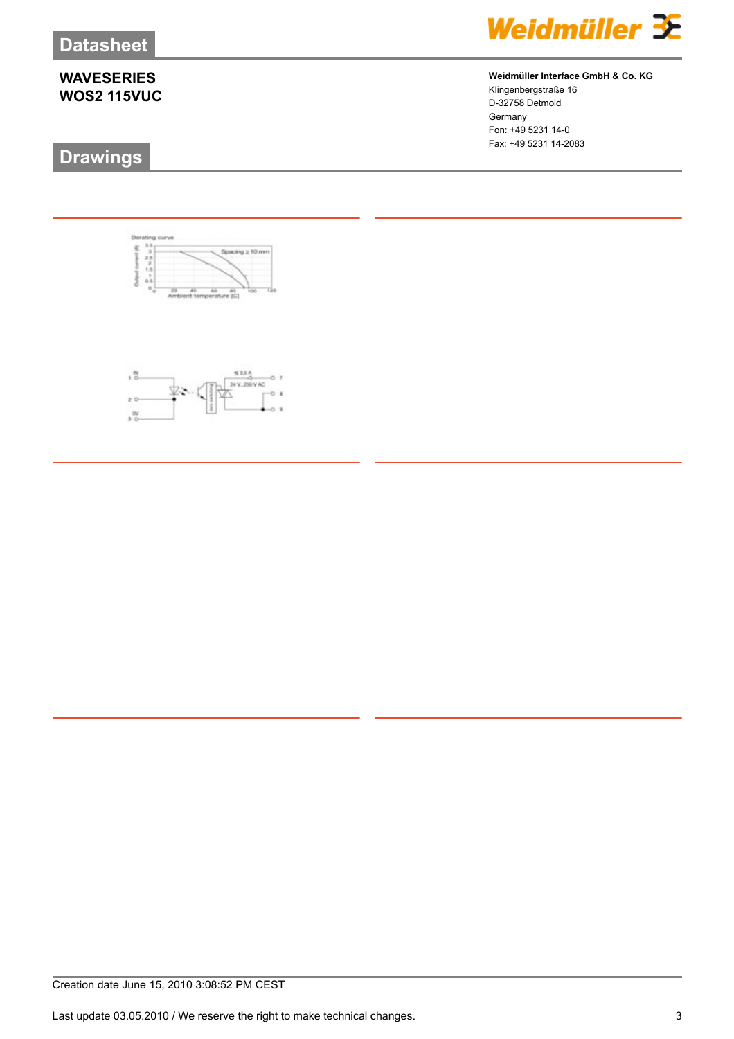# Datasheet

**WAVESERIES**
**WOS2 115VUC**

**Weidmüller Interface GmbH & Co. KG**
Klingenbergstraße 16
D-32758 Detmold
Germany
Fon: +49 5231 14-0
Fax: +49 5231 14-2083

## Drawings

Derating curve

Output current [A]

3.5
3
2.5
2
1.5
1
0.5
0

Spacing ≥ 10 mm

0 20 40 60 80 100 120

Ambient temperature [C]

IN
1
2
0V
3

≤ 3.5 A
24 V...250 V AC
7
8
9

Creation date June 15, 2010 3:08:52 PM CEST

Last update 03.05.2010 / We reserve the right to make technical changes.